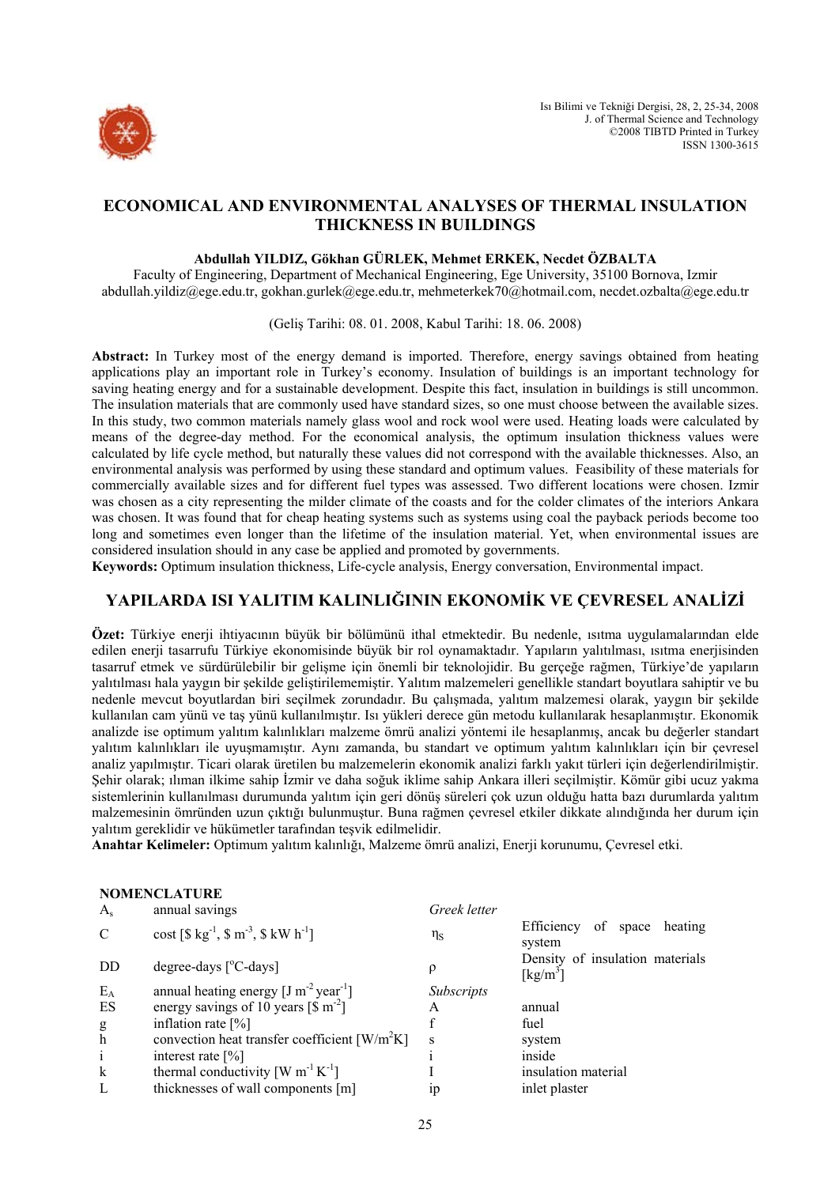# ECONOMICAL AND ENVIRONMENTAL ANALYSES OF THERMAL INSULATION THICKNESS IN BUILDINGS

**Abdullah YILDIZ, Gökhan GÜRLEK, Mehmet ERKEK, Necdet ÖZBALTA**

Faculty of Engineering, Department of Mechanical Engineering, Ege University, 35100 Bornova, Izmir
abdullah.yildiz@ege.edu.tr, gokhan.gurlek@ege.edu.tr, mehmeterkek70@hotmail.com, necdet.ozbalta@ege.edu.tr

(Geliş Tarihi: 08. 01. 2008, Kabul Tarihi: 18. 06. 2008)

**Abstract:** In Turkey most of the energy demand is imported. Therefore, energy savings obtained from heating applications play an important role in Turkey's economy. Insulation of buildings is an important technology for saving heating energy and for a sustainable development. Despite this fact, insulation in buildings is still uncommon. The insulation materials that are commonly used have standard sizes, so one must choose between the available sizes. In this study, two common materials namely glass wool and rock wool were used. Heating loads were calculated by means of the degree-day method. For the economical analysis, the optimum insulation thickness values were calculated by life cycle method, but naturally these values did not correspond with the available thicknesses. Also, an environmental analysis was performed by using these standard and optimum values. Feasibility of these materials for commercially available sizes and for different fuel types was assessed. Two different locations were chosen. Izmir was chosen as a city representing the milder climate of the coasts and for the colder climates of the interiors Ankara was chosen. It was found that for cheap heating systems such as systems using coal the payback periods become too long and sometimes even longer than the lifetime of the insulation material. Yet, when environmental issues are considered insulation should in any case be applied and promoted by governments.

**Keywords:** Optimum insulation thickness, Life-cycle analysis, Energy conversation, Environmental impact.

# YAPILARDA ISI YALITIM KALINLIĞININ EKONOMİK VE ÇEVRESEL ANALİZİ

**Özet:** Türkiye enerji ihtiyacının büyük bir bölümünü ithal etmektedir. Bu nedenle, ısıtma uygulamalarından elde edilen enerji tasarrufu Türkiye ekonomisinde büyük bir rol oynamaktadır. Yapıların yalıtılması, ısıtma enerjisinden tasarruf etmek ve sürdürülebilir bir gelişme için önemli bir teknolojidir. Bu gerçeğe rağmen, Türkiye'de yapıların yalıtılması hala yaygın bir şekilde geliştirilememiştir. Yalıtım malzemeleri genellikle standart boyutlara sahiptir ve bu nedenle mevcut boyutlardan biri seçilmek zorundadır. Bu çalışmada, yalıtım malzemesi olarak, yaygın bir şekilde kullanılan cam yünü ve taş yünü kullanılmıştır. Isı yükleri derece gün metodu kullanılarak hesaplanmıştır. Ekonomik analizde ise optimum yalıtım kalınlıkları malzeme ömrü analizi yöntemi ile hesaplanmış, ancak bu değerler standart yalıtım kalınlıkları ile uyuşmamıştır. Aynı zamanda, bu standart ve optimum yalıtım kalınlıkları için bir çevresel analiz yapılmıştır. Ticari olarak üretilen bu malzemelerin ekonomik analizi farklı yakıt türleri için değerlendirilmiştir. Şehir olarak; ılıman ilkime sahip İzmir ve daha soğuk iklime sahip Ankara illeri seçilmiştir. Kömür gibi ucuz yakma sistemlerinin kullanılması durumunda yalıtım için geri dönüş süreleri çok uzun olduğu hatta bazı durumlarda yalıtım malzemesinin ömründen uzun çıktığı bulunmuştur. Buna rağmen çevresel etkiler dikkate alındığında her durum için yalıtım gereklidir ve hükümetler tarafından teşvik edilmelidir.

**Anahtar Kelimeler:** Optimum yalıtım kalınlığı, Malzeme ömrü analizi, Enerji korunumu, Çevresel etki.

## NOMENCLATURE

| | | | |
|---|---|---|---|
| $A_s$ | annual savings | *Greek letter* | |
| C | cost [$ kg$^{-1}$, $ m$^{-3}$, $ kW h$^{-1}$] | $\eta_S$ | Efficiency of space heating system |
| DD | degree-days [$^{o}$C-days] | $\rho$ | Density of insulation materials [kg/m$^3$] |
| $E_A$ | annual heating energy [J m$^{-2}$ year$^{-1}$] | *Subscripts* | |
| ES | energy savings of 10 years [$ m$^{-2}$] | A | annual |
| g | inflation rate [%] | f | fuel |
| h | convection heat transfer coefficient [W/m$^2$K] | s | system |
| i | interest rate [%] | i | inside |
| k | thermal conductivity [W m$^{-1}$ K$^{-1}$] | I | insulation material |
| L | thicknesses of wall components [m] | ip | inlet plaster |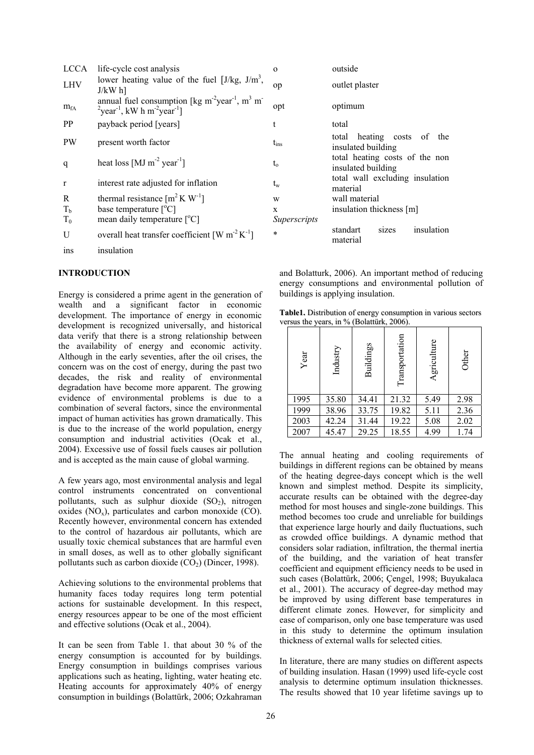| | | | |
|---|---|---|---|
| LCCA | life-cycle cost analysis | o | outside |
| LHV | lower heating value of the fuel [J/kg, J/m$^3$, J/kW h] | op | outlet plaster |
| $m_{fA}$ | annual fuel consumption [kg m$^{-2}$year$^{-1}$, m$^3$ m$^{-2}$year$^{-1}$, kW h m$^{-2}$year$^{-1}$] | opt | optimum |
| PP | payback period [years] | t | total |
| PW | present worth factor | $t_{ins}$ | total heating costs of the insulated building |
| q | heat loss [MJ m$^{-2}$ year$^{-1}$] | $t_o$ | total heating costs of the non insulated building |
| r | interest rate adjusted for inflation | $t_w$ | total wall excluding insulation material |
| R | thermal resistance [m$^2$ K W$^{-1}$] | w | wall material |
| $T_b$ | base temperature [$^o$C] | x | insulation thickness [m] |
| $T_0$ | mean daily temperature [$^o$C] | *Superscripts* | |
| U | overall heat transfer coefficient [W m$^{-2}$ K$^{-1}$] | * | standart sizes insulation material |
| ins | insulation | | |

## INTRODUCTION

Energy is considered a prime agent in the generation of wealth and a significant factor in economic development. The importance of energy in economic development is recognized universally, and historical data verify that there is a strong relationship between the availability of energy and economic activity. Although in the early seventies, after the oil crises, the concern was on the cost of energy, during the past two decades, the risk and reality of environmental degradation have become more apparent. The growing evidence of environmental problems is due to a combination of several factors, since the environmental impact of human activities has grown dramatically. This is due to the increase of the world population, energy consumption and industrial activities (Ocak et al., 2004). Excessive use of fossil fuels causes air pollution and is accepted as the main cause of global warming.

A few years ago, most environmental analysis and legal control instruments concentrated on conventional pollutants, such as sulphur dioxide ($SO_2$), nitrogen oxides ($NO_x$), particulates and carbon monoxide (CO). Recently however, environmental concern has extended to the control of hazardous air pollutants, which are usually toxic chemical substances that are harmful even in small doses, as well as to other globally significant pollutants such as carbon dioxide ($CO_2$) (Dincer, 1998).

Achieving solutions to the environmental problems that humanity faces today requires long term potential actions for sustainable development. In this respect, energy resources appear to be one of the most efficient and effective solutions (Ocak et al., 2004).

It can be seen from Table 1. that about 30 % of the energy consumption is accounted for by buildings. Energy consumption in buildings comprises various applications such as heating, lighting, water heating etc. Heating accounts for approximately 40% of energy consumption in buildings (Bolattürk, 2006; Ozkahraman and Bolatturk, 2006). An important method of reducing energy consumptions and environmental pollution of buildings is applying insulation.

**Table1.** Distribution of energy consumption in various sectors versus the years, in % (Bolattürk, 2006).

| Year | Industry | Buildings | Transportation | Agriculture | Other |
|---|---|---|---|---|---|
| 1995 | 35.80 | 34.41 | 21.32 | 5.49 | 2.98 |
| 1999 | 38.96 | 33.75 | 19.82 | 5.11 | 2.36 |
| 2003 | 42.24 | 31.44 | 19.22 | 5.08 | 2.02 |
| 2007 | 45.47 | 29.25 | 18.55 | 4.99 | 1.74 |

The annual heating and cooling requirements of buildings in different regions can be obtained by means of the heating degree-days concept which is the well known and simplest method. Despite its simplicity, accurate results can be obtained with the degree-day method for most houses and single-zone buildings. This method becomes too crude and unreliable for buildings that experience large hourly and daily fluctuations, such as crowded office buildings. A dynamic method that considers solar radiation, infiltration, the thermal inertia of the building, and the variation of heat transfer coefficient and equipment efficiency needs to be used in such cases (Bolattürk, 2006; Çengel, 1998; Buyukalaca et al., 2001). The accuracy of degree-day method may be improved by using different base temperatures in different climate zones. However, for simplicity and ease of comparison, only one base temperature was used in this study to determine the optimum insulation thickness of external walls for selected cities.

In literature, there are many studies on different aspects of building insulation. Hasan (1999) used life-cycle cost analysis to determine optimum insulation thicknesses. The results showed that 10 year lifetime savings up to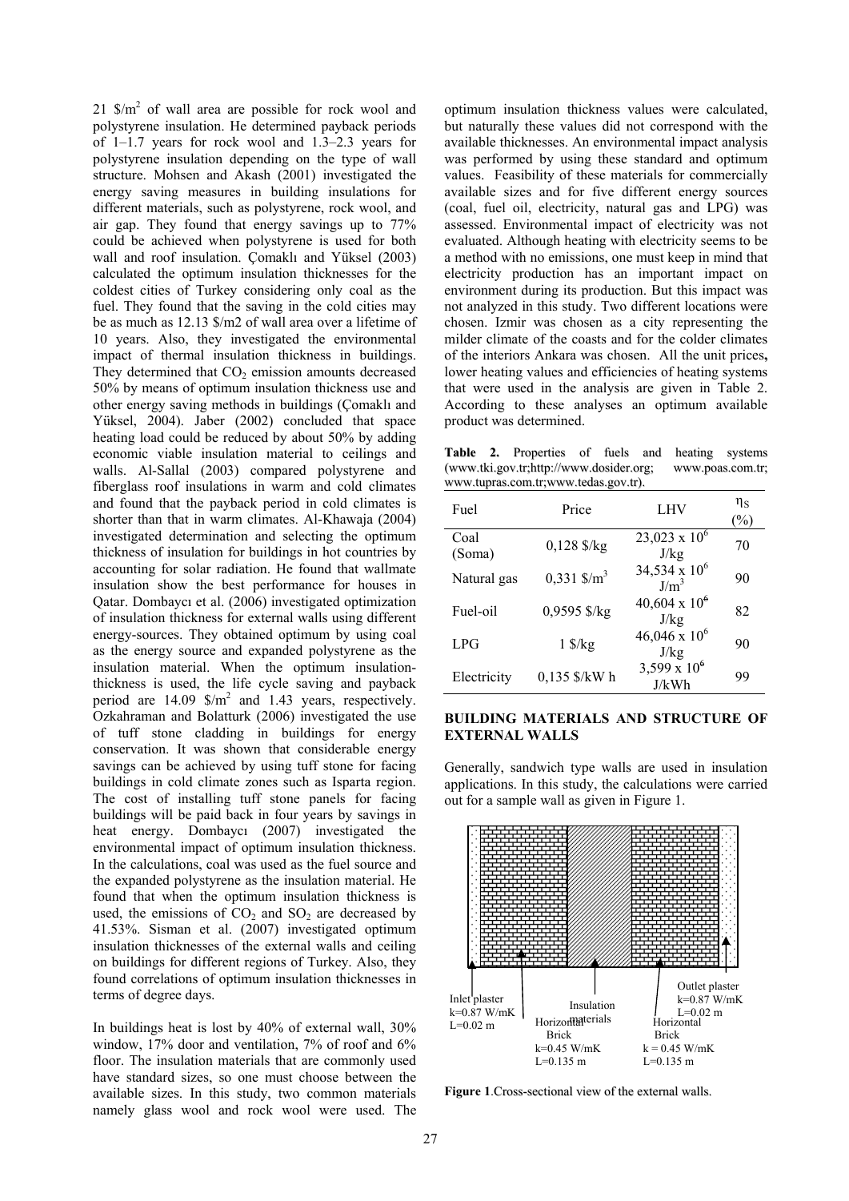21 $/m$^2$ of wall area are possible for rock wool and polystyrene insulation. He determined payback periods of 1–1.7 years for rock wool and 1.3–2.3 years for polystyrene insulation depending on the type of wall structure. Mohsen and Akash (2001) investigated the energy saving measures in building insulations for different materials, such as polystyrene, rock wool, and air gap. They found that energy savings up to 77% could be achieved when polystyrene is used for both wall and roof insulation. Çomaklı and Yüksel (2003) calculated the optimum insulation thicknesses for the coldest cities of Turkey considering only coal as the fuel. They found that the saving in the cold cities may be as much as 12.13 $/m2 of wall area over a lifetime of 10 years. Also, they investigated the environmental impact of thermal insulation thickness in buildings. They determined that $CO_2$ emission amounts decreased 50% by means of optimum insulation thickness use and other energy saving methods in buildings (Çomaklı and Yüksel, 2004). Jaber (2002) concluded that space heating load could be reduced by about 50% by adding economic viable insulation material to ceilings and walls. Al-Sallal (2003) compared polystyrene and fiberglass roof insulations in warm and cold climates and found that the payback period in cold climates is shorter than that in warm climates. Al-Khawaja (2004) investigated determination and selecting the optimum thickness of insulation for buildings in hot countries by accounting for solar radiation. He found that wallmate insulation show the best performance for houses in Qatar. Dombaycı et al. (2006) investigated optimization of insulation thickness for external walls using different energy-sources. They obtained optimum by using coal as the energy source and expanded polystyrene as the insulation material. When the optimum insulation-thickness is used, the life cycle saving and payback period are 14.09 $/m$^2$ and 1.43 years, respectively. Ozkahraman and Bolatturk (2006) investigated the use of tuff stone cladding in buildings for energy conservation. It was shown that considerable energy savings can be achieved by using tuff stone for facing buildings in cold climate zones such as Isparta region. The cost of installing tuff stone panels for facing buildings will be paid back in four years by savings in heat energy. Dombaycı (2007) investigated the environmental impact of optimum insulation thickness. In the calculations, coal was used as the fuel source and the expanded polystyrene as the insulation material. He found that when the optimum insulation thickness is used, the emissions of $CO_2$ and $SO_2$ are decreased by 41.53%. Sisman et al. (2007) investigated optimum insulation thicknesses of the external walls and ceiling on buildings for different regions of Turkey. Also, they found correlations of optimum insulation thicknesses in terms of degree days.

In buildings heat is lost by 40% of external wall, 30% window, 17% door and ventilation, 7% of roof and 6% floor. The insulation materials that are commonly used have standard sizes, so one must choose between the available sizes. In this study, two common materials namely glass wool and rock wool were used. The optimum insulation thickness values were calculated, but naturally these values did not correspond with the available thicknesses. An environmental impact analysis was performed by using these standard and optimum values. Feasibility of these materials for commercially available sizes and for five different energy sources (coal, fuel oil, electricity, natural gas and LPG) was assessed. Environmental impact of electricity was not evaluated. Although heating with electricity seems to be a method with no emissions, one must keep in mind that electricity production has an important impact on environment during its production. But this impact was not analyzed in this study. Two different locations were chosen. Izmir was chosen as a city representing the milder climate of the coasts and for the colder climates of the interiors Ankara was chosen. All the unit prices**,** lower heating values and efficiencies of heating systems that were used in the analysis are given in Table 2. According to these analyses an optimum available product was determined.

**Table 2.** Properties of fuels and heating systems (www.tki.gov.tr;http://www.dosider.org; www.poas.com.tr; www.tupras.com.tr;www.tedas.gov.tr).

| Fuel | Price | LHV | $\eta_S$ (%) |
|---|---|---|---|
| Coal (Soma) | 0,128 $/kg | 23,023 x $10^6$ J/kg | 70 |
| Natural gas | 0,331 $/m$^3$ | 34,534 x $10^6$ J/m$^3$ | 90 |
| Fuel-oil | 0,9595 $/kg | 40,604 x $10^6$ J/kg | 82 |
| LPG | 1 $/kg | 46,046 x $10^6$ J/kg | 90 |
| Electricity | 0,135 $/kW h | 3,599 x $10^6$ J/kWh | 99 |

## BUILDING MATERIALS AND STRUCTURE OF EXTERNAL WALLS

Generally, sandwich type walls are used in insulation applications. In this study, the calculations were carried out for a sample wall as given in Figure 1.

Inlet plaster k=0.87 W/mK L=0.02 m; Horizontal Brick k=0.45 W/mK L=0.135 m; Insulation materials; Horizontal Brick k = 0.45 W/mK L=0.135 m; Outlet plaster k=0.87 W/mK L=0.02 m

**Figure 1**.Cross-sectional view of the external walls.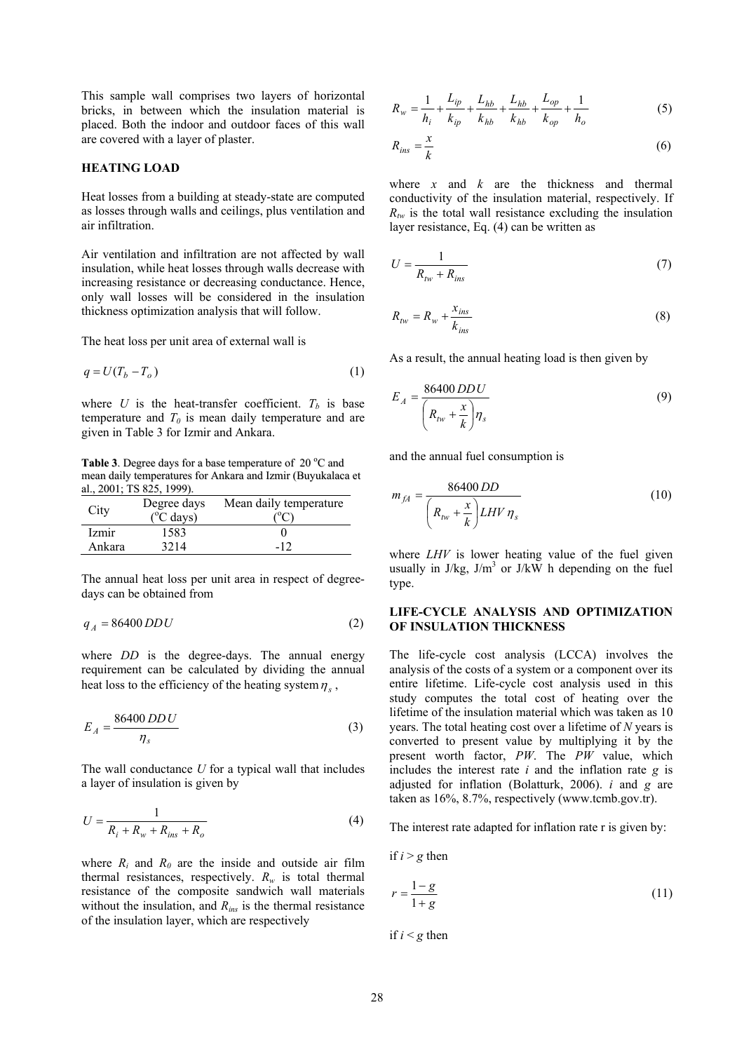This sample wall comprises two layers of horizontal bricks, in between which the insulation material is placed. Both the indoor and outdoor faces of this wall are covered with a layer of plaster.

## HEATING LOAD

Heat losses from a building at steady-state are computed as losses through walls and ceilings, plus ventilation and air infiltration.

Air ventilation and infiltration are not affected by wall insulation, while heat losses through walls decrease with increasing resistance or decreasing conductance. Hence, only wall losses will be considered in the insulation thickness optimization analysis that will follow.

The heat loss per unit area of external wall is

$$q = U(T_b - T_o) \tag{1}$$

where $U$ is the heat-transfer coefficient. $T_b$ is base temperature and $T_0$ is mean daily temperature and are given in Table 3 for Izmir and Ankara.

**Table 3**. Degree days for a base temperature of 20 °C and mean daily temperatures for Ankara and Izmir (Buyukalaca et al., 2001; TS 825, 1999).

| City | Degree days (°C days) | Mean daily temperature (°C) |
|---|---|---|
| Izmir | 1583 | 0 |
| Ankara | 3214 | -12 |

The annual heat loss per unit area in respect of degree-days can be obtained from

$$q_A = 86400\, DD\, U \tag{2}$$

where $DD$ is the degree-days. The annual energy requirement can be calculated by dividing the annual heat loss to the efficiency of the heating system $\eta_s$,

$$E_A = \frac{86400\, DD\, U}{\eta_s} \tag{3}$$

The wall conductance $U$ for a typical wall that includes a layer of insulation is given by

$$U = \frac{1}{R_i + R_w + R_{ins} + R_o} \tag{4}$$

where $R_i$ and $R_0$ are the inside and outside air film thermal resistances, respectively. $R_w$ is total thermal resistance of the composite sandwich wall materials without the insulation, and $R_{ins}$ is the thermal resistance of the insulation layer, which are respectively

$$R_w = \frac{1}{h_i} + \frac{L_{ip}}{k_{ip}} + \frac{L_{hb}}{k_{hb}} + \frac{L_{hb}}{k_{hb}} + \frac{L_{op}}{k_{op}} + \frac{1}{h_o} \tag{5}$$

$$R_{ins} = \frac{x}{k} \tag{6}$$

where $x$ and $k$ are the thickness and thermal conductivity of the insulation material, respectively. If $R_{tw}$ is the total wall resistance excluding the insulation layer resistance, Eq. (4) can be written as

$$U = \frac{1}{R_{tw} + R_{ins}} \tag{7}$$

$$R_{tw} = R_w + \frac{x_{ins}}{k_{ins}} \tag{8}$$

As a result, the annual heating load is then given by

$$E_A = \frac{86400\, DD\, U}{\left(R_{tw} + \dfrac{x}{k}\right)\eta_s} \tag{9}$$

and the annual fuel consumption is

$$m_{fA} = \frac{86400\, DD}{\left(R_{tw} + \dfrac{x}{k}\right) LHV\, \eta_s} \tag{10}$$

where $LHV$ is lower heating value of the fuel given usually in J/kg, J/m$^3$ or J/kW h depending on the fuel type.

## LIFE-CYCLE ANALYSIS AND OPTIMIZATION OF INSULATION THICKNESS

The life-cycle cost analysis (LCCA) involves the analysis of the costs of a system or a component over its entire lifetime. Life-cycle cost analysis used in this study computes the total cost of heating over the lifetime of the insulation material which was taken as 10 years. The total heating cost over a lifetime of $N$ years is converted to present value by multiplying it by the present worth factor, $PW$. The $PW$ value, which includes the interest rate $i$ and the inflation rate $g$ is adjusted for inflation (Bolatturk, 2006). $i$ and $g$ are taken as 16%, 8.7%, respectively (www.tcmb.gov.tr).

The interest rate adapted for inflation rate r is given by:

if $i > g$ then

$$r = \frac{1-g}{1+g} \tag{11}$$

if $i < g$ then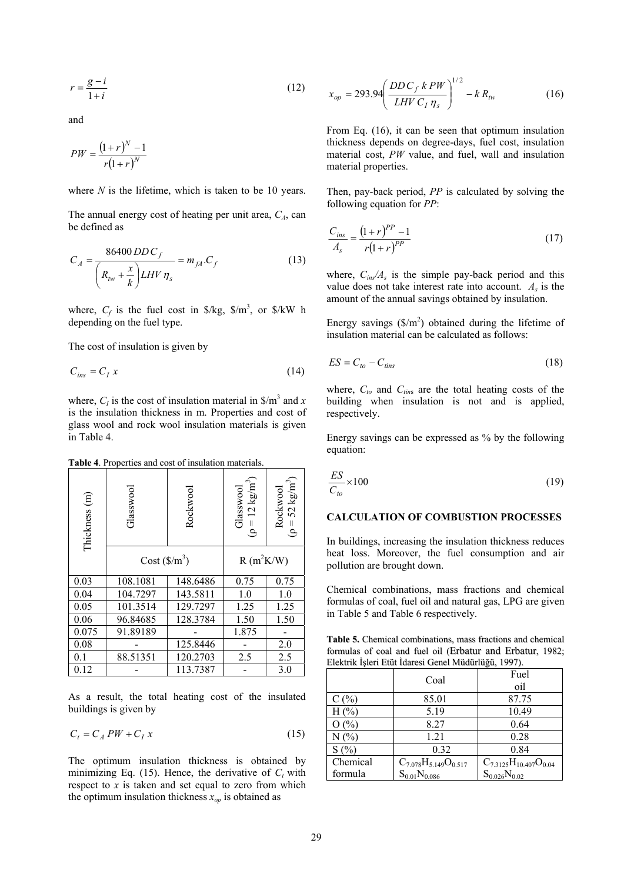$$r = \frac{g - i}{1 + i} \tag{12}$$

and

$$PW = \frac{(1 + r)^N - 1}{r(1 + r)^N}$$

where $N$ is the lifetime, which is taken to be 10 years.

The annual energy cost of heating per unit area, $C_A$, can be defined as

$$C_A = \frac{86400\, DD\, C_f}{\left(R_{tw} + \dfrac{x}{k}\right) LHV\, \eta_s} = m_{fA} . C_f \tag{13}$$

where, $C_f$ is the fuel cost in \$/kg, \$/m$^3$, or \$/kW h depending on the fuel type.

The cost of insulation is given by

$$C_{ins} = C_I\, x \tag{14}$$

where, $C_I$ is the cost of insulation material in \$/m$^3$ and $x$ is the insulation thickness in m. Properties and cost of glass wool and rock wool insulation materials is given in Table 4.

**Table 4**. Properties and cost of insulation materials.

| Thickness (m) | Glasswool | Rockwool | Glasswool ($\rho$ = 12 kg/m$^3$) | Rockwool ($\rho$ = 52 kg/m$^3$) |
|---|---|---|---|---|
| | Cost (\$/m$^3$) | | R (m$^2$K/W) | |
| 0.03 | 108.1081 | 148.6486 | 0.75 | 0.75 |
| 0.04 | 104.7297 | 143.5811 | 1.0 | 1.0 |
| 0.05 | 101.3514 | 129.7297 | 1.25 | 1.25 |
| 0.06 | 96.84685 | 128.3784 | 1.50 | 1.50 |
| 0.075 | 91.89189 | - | 1.875 | - |
| 0.08 | - | 125.8446 | - | 2.0 |
| 0.1 | 88.51351 | 120.2703 | 2.5 | 2.5 |
| 0.12 | - | 113.7387 | - | 3.0 |

As a result, the total heating cost of the insulated buildings is given by

$$C_t = C_A\, PW + C_I\, x \tag{15}$$

The optimum insulation thickness is obtained by minimizing Eq. (15). Hence, the derivative of $C_t$ with respect to $x$ is taken and set equal to zero from which the optimum insulation thickness $x_{op}$ is obtained as

$$x_{op} = 293.94 \left( \frac{DD\, C_f\; k\, PW}{LHV\, C_I\, \eta_s} \right)^{1/2} - k\, R_{tw} \tag{16}$$

From Eq. (16), it can be seen that optimum insulation thickness depends on degree-days, fuel cost, insulation material cost, $PW$ value, and fuel, wall and insulation material properties.

Then, pay-back period, $PP$ is calculated by solving the following equation for $PP$:

$$\frac{C_{ins}}{A_s} = \frac{(1 + r)^{PP} - 1}{r(1 + r)^{PP}} \tag{17}$$

where, $C_{ins}/A_s$ is the simple pay-back period and this value does not take interest rate into account. $A_s$ is the amount of the annual savings obtained by insulation.

Energy savings (\$/m$^2$) obtained during the lifetime of insulation material can be calculated as follows:

$$ES = C_{to} - C_{tins} \tag{18}$$

where, $C_{to}$ and $C_{tins}$ are the total heating costs of the building when insulation is not and is applied, respectively.

Energy savings can be expressed as % by the following equation:

$$\frac{ES}{C_{to}} \times 100 \tag{19}$$

## CALCULATION OF COMBUSTION PROCESSES

In buildings, increasing the insulation thickness reduces heat loss. Moreover, the fuel consumption and air pollution are brought down.

Chemical combinations, mass fractions and chemical formulas of coal, fuel oil and natural gas, LPG are given in Table 5 and Table 6 respectively.

**Table 5.** Chemical combinations, mass fractions and chemical formulas of coal and fuel oil (Erbatur and Erbatur, 1982; Elektrik İşleri Etüt İdaresi Genel Müdürlüğü, 1997).

| | Coal | Fuel oil |
|---|---|---|
| C (%) | 85.01 | 87.75 |
| H (%) | 5.19 | 10.49 |
| O (%) | 8.27 | 0.64 |
| N (%) | 1.21 | 0.28 |
| S (%) | 0.32 | 0.84 |
| Chemical formula | $C_{7.078}H_{5.149}O_{0.517}S_{0.01}N_{0.086}$ | $C_{7.3125}H_{10.407}O_{0.04}S_{0.026}N_{0.02}$ |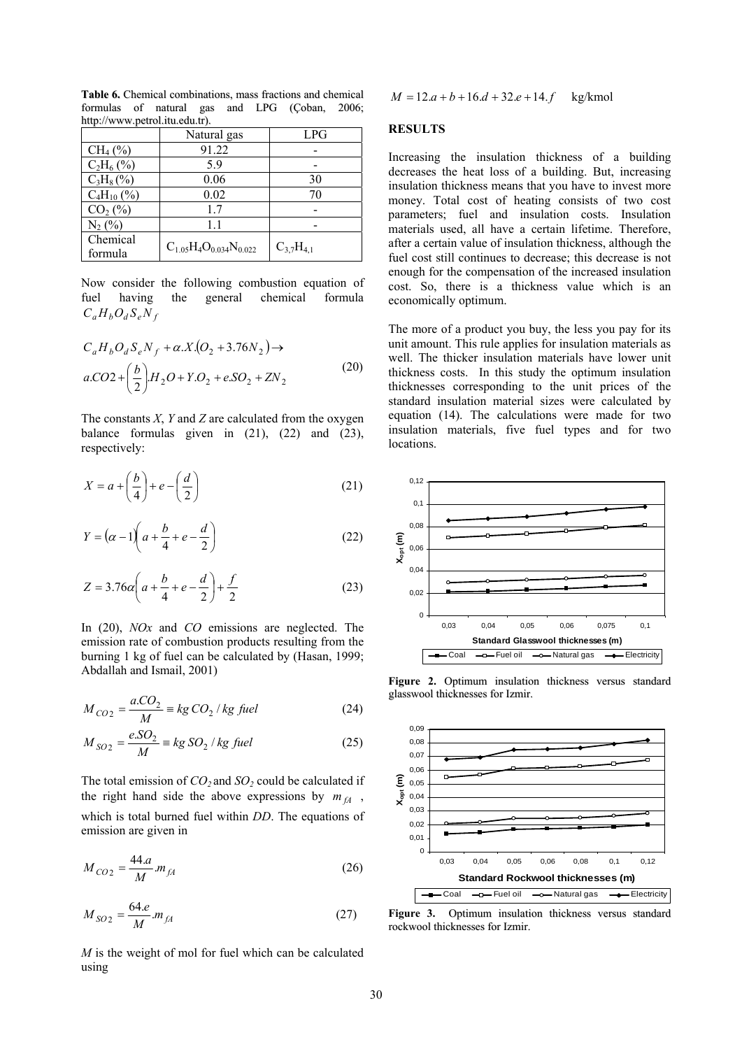**Table 6.** Chemical combinations, mass fractions and chemical formulas of natural gas and LPG (Çoban, 2006; http://www.petrol.itu.edu.tr).

| | Natural gas | LPG |
|---|---|---|
| $CH_4$ (%) | 91.22 | - |
| $C_2H_6$ (%) | 5.9 | - |
| $C_3H_8$ (%) | 0.06 | 30 |
| $C_4H_{10}$ (%) | 0.02 | 70 |
| $CO_2$ (%) | 1.7 | - |
| $N_2$ (%) | 1.1 | - |
| Chemical formula | $C_{1.05}H_4O_{0.034}N_{0.022}$ | $C_{3,7}H_{4,1}$ |

Now consider the following combustion equation of fuel having the general chemical formula $C_aH_bO_dS_eN_f$

$$C_aH_bO_dS_eN_f + \alpha.X.(O_2 + 3.76N_2) \rightarrow a.CO2 + \left(\frac{b}{2}\right).H_2O + Y.O_2 + e.SO_2 + ZN_2 \tag{20}$$

The constants *X*, *Y* and *Z* are calculated from the oxygen balance formulas given in (21), (22) and (23), respectively:

$$X = a + \left(\frac{b}{4}\right) + e - \left(\frac{d}{2}\right) \tag{21}$$

$$Y = (\alpha - 1)\left(a + \frac{b}{4} + e - \frac{d}{2}\right) \tag{22}$$

$$Z = 3.76\alpha\left(a + \frac{b}{4} + e - \frac{d}{2}\right) + \frac{f}{2} \tag{23}$$

In (20), *NOx* and *CO* emissions are neglected. The emission rate of combustion products resulting from the burning 1 kg of fuel can be calculated by (Hasan, 1999; Abdallah and Ismail, 2001)

$$M_{CO2} = \frac{a.CO_2}{M} \equiv kg\,CO_2 / kg\ fuel \tag{24}$$

$$M_{SO2} = \frac{e.SO_2}{M} \equiv kg\,SO_2 / kg\ fuel \tag{25}$$

The total emission of $CO_2$ and $SO_2$ could be calculated if the right hand side the above expressions by $m_{fA}$, which is total burned fuel within *DD*. The equations of emission are given in

$$M_{CO2} = \frac{44.a}{M}.m_{fA} \tag{26}$$

$$M_{SO2} = \frac{64.e}{M}.m_{fA} \tag{27}$$

*M* is the weight of mol for fuel which can be calculated using

$$M = 12.a + b + 16.d + 32.e + 14.f \quad \text{kg/kmol}$$

## RESULTS

Increasing the insulation thickness of a building decreases the heat loss of a building. But, increasing insulation thickness means that you have to invest more money. Total cost of heating consists of two cost parameters; fuel and insulation costs. Insulation materials used, all have a certain lifetime. Therefore, after a certain value of insulation thickness, although the fuel cost still continues to decrease; this decrease is not enough for the compensation of the increased insulation cost. So, there is a thickness value which is an economically optimum.

The more of a product you buy, the less you pay for its unit amount. This rule applies for insulation materials as well. The thicker insulation materials have lower unit thickness costs. In this study the optimum insulation thicknesses corresponding to the unit prices of the standard insulation material sizes were calculated by equation (14). The calculations were made for two insulation materials, five fuel types and for two locations.

**Figure 2.** Optimum insulation thickness versus standard glasswool thicknesses for Izmir.

**Figure 3.** Optimum insulation thickness versus standard rockwool thicknesses for Izmir.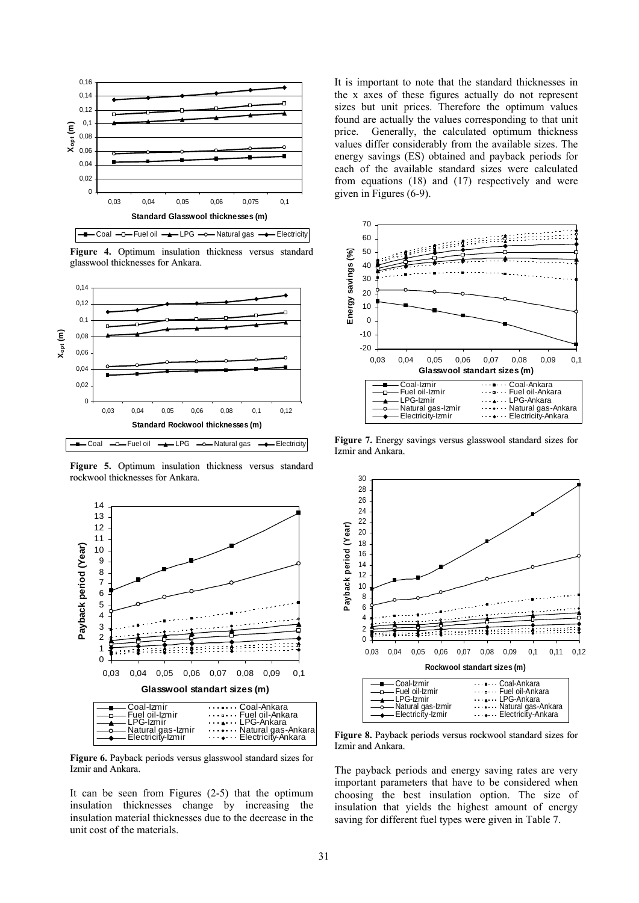Figure 4. Optimum insulation thickness versus standard glasswool thicknesses for Ankara.

Figure 5. Optimum insulation thickness versus standard rockwool thicknesses for Ankara.

Figure 6. Payback periods versus glasswool standard sizes for Izmir and Ankara.

It can be seen from Figures (2-5) that the optimum insulation thicknesses change by increasing the insulation material thicknesses due to the decrease in the unit cost of the materials.

It is important to note that the standard thicknesses in the x axes of these figures actually do not represent sizes but unit prices. Therefore the optimum values found are actually the values corresponding to that unit price. Generally, the calculated optimum thickness values differ considerably from the available sizes. The energy savings (ES) obtained and payback periods for each of the available standard sizes were calculated from equations (18) and (17) respectively and were given in Figures (6-9).

Figure 7. Energy savings versus glasswool standard sizes for Izmir and Ankara.

Figure 8. Payback periods versus rockwool standard sizes for Izmir and Ankara.

The payback periods and energy saving rates are very important parameters that have to be considered when choosing the best insulation option. The size of insulation that yields the highest amount of energy saving for different fuel types were given in Table 7.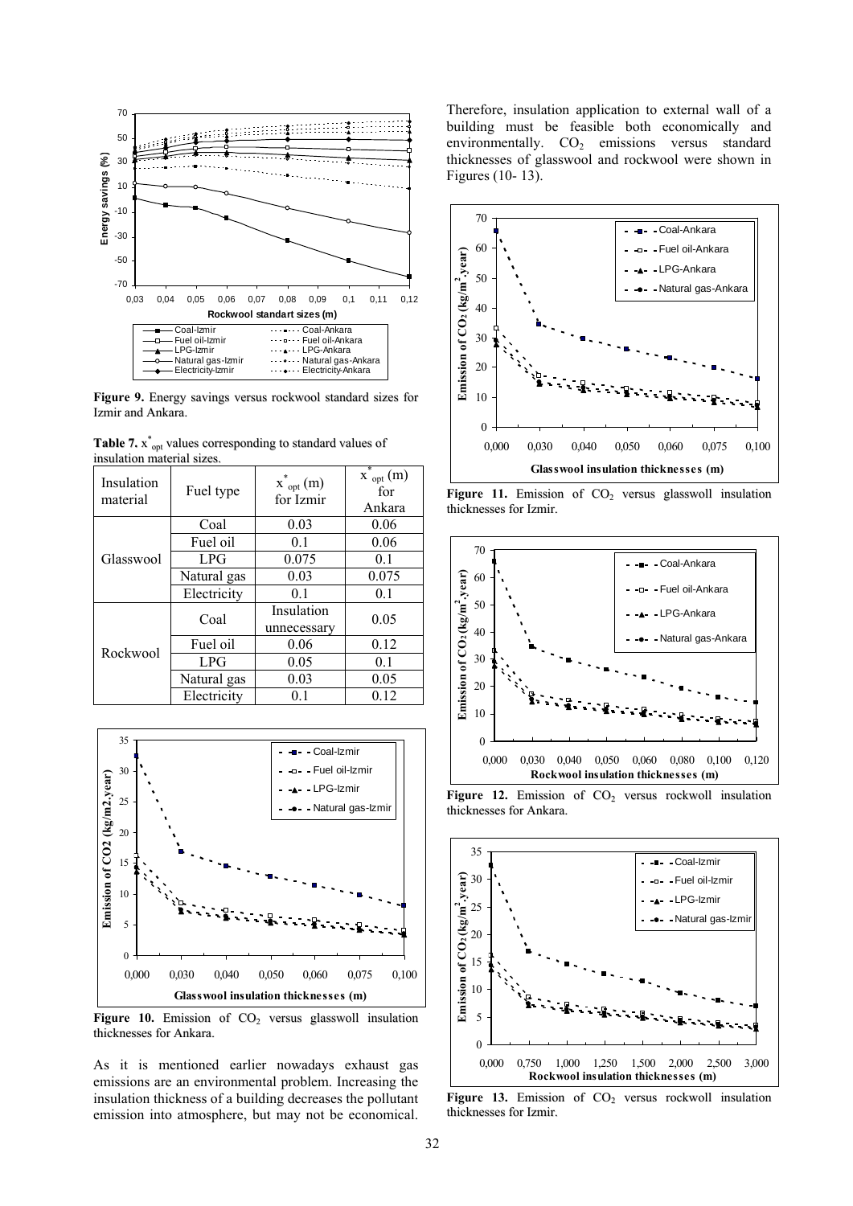**Figure 9.** Energy savings versus rockwool standard sizes for Izmir and Ankara.

**Table 7.** $x^*_{opt}$ values corresponding to standard values of insulation material sizes.

| Insulation material | Fuel type | $x^*_{opt}$ (m) for Izmir | $x^*_{opt}$ (m) for Ankara |
|---|---|---|---|
| Glasswool | Coal | 0.03 | 0.06 |
| | Fuel oil | 0.1 | 0.06 |
| | LPG | 0.075 | 0.1 |
| | Natural gas | 0.03 | 0.075 |
| | Electricity | 0.1 | 0.1 |
| Rockwool | Coal | Insulation unnecessary | 0.05 |
| | Fuel oil | 0.06 | 0.12 |
| | LPG | 0.05 | 0.1 |
| | Natural gas | 0.03 | 0.05 |
| | Electricity | 0.1 | 0.12 |

**Figure 10.** Emission of $CO_2$ versus glasswoll insulation thicknesses for Ankara.

As it is mentioned earlier nowadays exhaust gas emissions are an environmental problem. Increasing the insulation thickness of a building decreases the pollutant emission into atmosphere, but may not be economical. Therefore, insulation application to external wall of a building must be feasible both economically and environmentally. $CO_2$ emissions versus standard thicknesses of glasswool and rockwool were shown in Figures (10- 13).

**Figure 11.** Emission of $CO_2$ versus glasswoll insulation thicknesses for Izmir.

**Figure 12.** Emission of $CO_2$ versus rockwoll insulation thicknesses for Ankara.

**Figure 13.** Emission of $CO_2$ versus rockwoll insulation thicknesses for Izmir.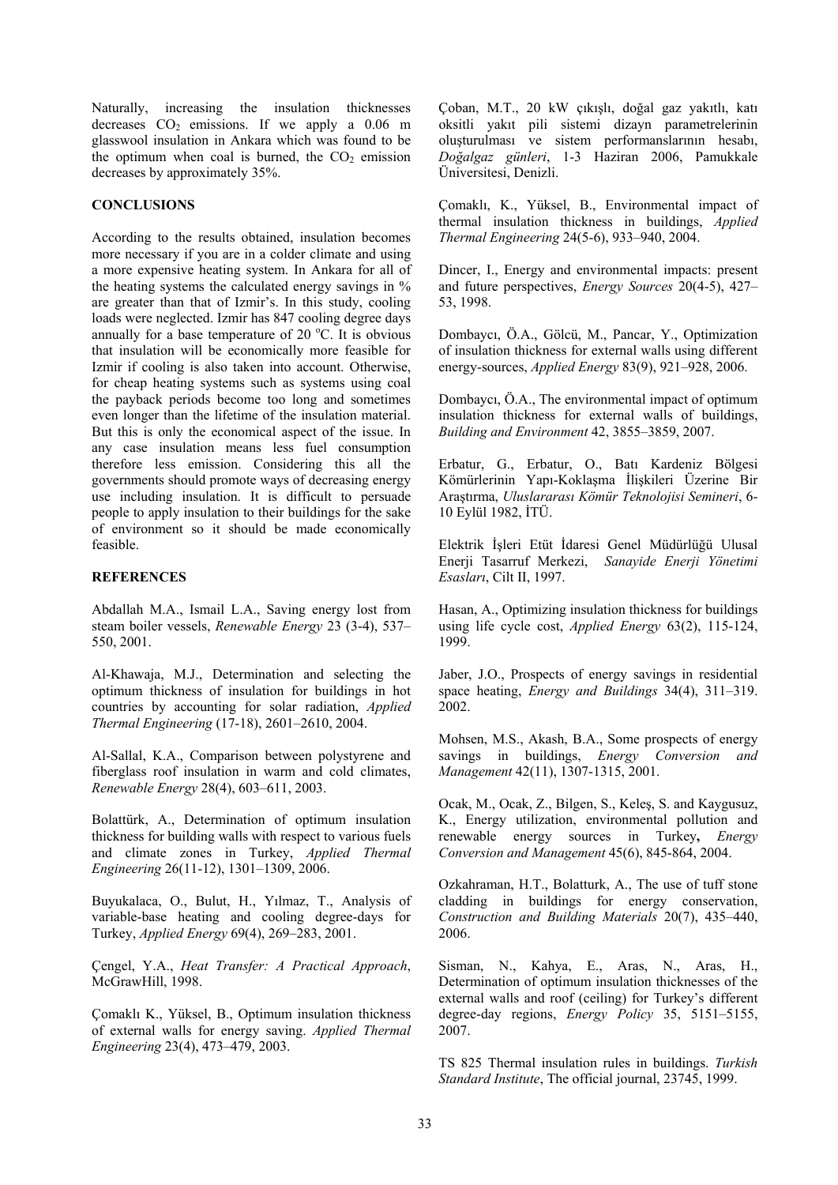Naturally, increasing the insulation thicknesses decreases $CO_2$ emissions. If we apply a 0.06 m glasswool insulation in Ankara which was found to be the optimum when coal is burned, the $CO_2$ emission decreases by approximately 35%.

## CONCLUSIONS

According to the results obtained, insulation becomes more necessary if you are in a colder climate and using a more expensive heating system. In Ankara for all of the heating systems the calculated energy savings in % are greater than that of Izmir's. In this study, cooling loads were neglected. Izmir has 847 cooling degree days annually for a base temperature of 20 $^{o}$C. It is obvious that insulation will be economically more feasible for Izmir if cooling is also taken into account. Otherwise, for cheap heating systems such as systems using coal the payback periods become too long and sometimes even longer than the lifetime of the insulation material. But this is only the economical aspect of the issue. In any case insulation means less fuel consumption therefore less emission. Considering this all the governments should promote ways of decreasing energy use including insulation. It is difficult to persuade people to apply insulation to their buildings for the sake of environment so it should be made economically feasible.

## REFERENCES

Abdallah M.A., Ismail L.A., Saving energy lost from steam boiler vessels, *Renewable Energy* 23 (3-4), 537–550, 2001.

Al-Khawaja, M.J., Determination and selecting the optimum thickness of insulation for buildings in hot countries by accounting for solar radiation, *Applied Thermal Engineering* (17-18), 2601–2610, 2004.

Al-Sallal, K.A., Comparison between polystyrene and fiberglass roof insulation in warm and cold climates, *Renewable Energy* 28(4), 603–611, 2003.

Bolattürk, A., Determination of optimum insulation thickness for building walls with respect to various fuels and climate zones in Turkey, *Applied Thermal Engineering* 26(11-12), 1301–1309, 2006.

Buyukalaca, O., Bulut, H., Yılmaz, T., Analysis of variable-base heating and cooling degree-days for Turkey, *Applied Energy* 69(4), 269–283, 2001.

Çengel, Y.A., *Heat Transfer: A Practical Approach*, McGrawHill, 1998.

Çomaklı K., Yüksel, B., Optimum insulation thickness of external walls for energy saving. *Applied Thermal Engineering* 23(4), 473–479, 2003.

Çoban, M.T., 20 kW çıkışlı, doğal gaz yakıtlı, katı oksitli yakıt pili sistemi dizayn parametrelerinin oluşturulması ve sistem performanslarının hesabı, *Doğalgaz günleri*, 1-3 Haziran 2006, Pamukkale Üniversitesi, Denizli.

Çomaklı, K., Yüksel, B., Environmental impact of thermal insulation thickness in buildings, *Applied Thermal Engineering* 24(5-6), 933–940, 2004.

Dincer, I., Energy and environmental impacts: present and future perspectives, *Energy Sources* 20(4-5), 427–53, 1998.

Dombaycı, Ö.A., Gölcü, M., Pancar, Y., Optimization of insulation thickness for external walls using different energy-sources, *Applied Energy* 83(9), 921–928, 2006.

Dombaycı, Ö.A., The environmental impact of optimum insulation thickness for external walls of buildings, *Building and Environment* 42, 3855–3859, 2007.

Erbatur, G., Erbatur, O., Batı Kardeniz Bölgesi Kömürlerinin Yapı-Koklaşma İlişkileri Üzerine Bir Araştırma, *Uluslararası Kömür Teknolojisi Semineri*, 6-10 Eylül 1982, İTÜ.

Elektrik İşleri Etüt İdaresi Genel Müdürlüğü Ulusal Enerji Tasarruf Merkezi, *Sanayide Enerji Yönetimi Esasları*, Cilt II, 1997.

Hasan, A., Optimizing insulation thickness for buildings using life cycle cost, *Applied Energy* 63(2), 115-124, 1999.

Jaber, J.O., Prospects of energy savings in residential space heating, *Energy and Buildings* 34(4), 311–319. 2002.

Mohsen, M.S., Akash, B.A., Some prospects of energy savings in buildings, *Energy Conversion and Management* 42(11), 1307-1315, 2001.

Ocak, M., Ocak, Z., Bilgen, S., Keleş, S. and Kaygusuz, K., Energy utilization, environmental pollution and renewable energy sources in Turkey**,** *Energy Conversion and Management* 45(6), 845-864, 2004.

Ozkahraman, H.T., Bolatturk, A., The use of tuff stone cladding in buildings for energy conservation, *Construction and Building Materials* 20(7), 435–440, 2006.

Sisman, N., Kahya, E., Aras, N., Aras, H., Determination of optimum insulation thicknesses of the external walls and roof (ceiling) for Turkey's different degree-day regions, *Energy Policy* 35, 5151–5155, 2007.

TS 825 Thermal insulation rules in buildings. *Turkish Standard Institute*, The official journal, 23745, 1999.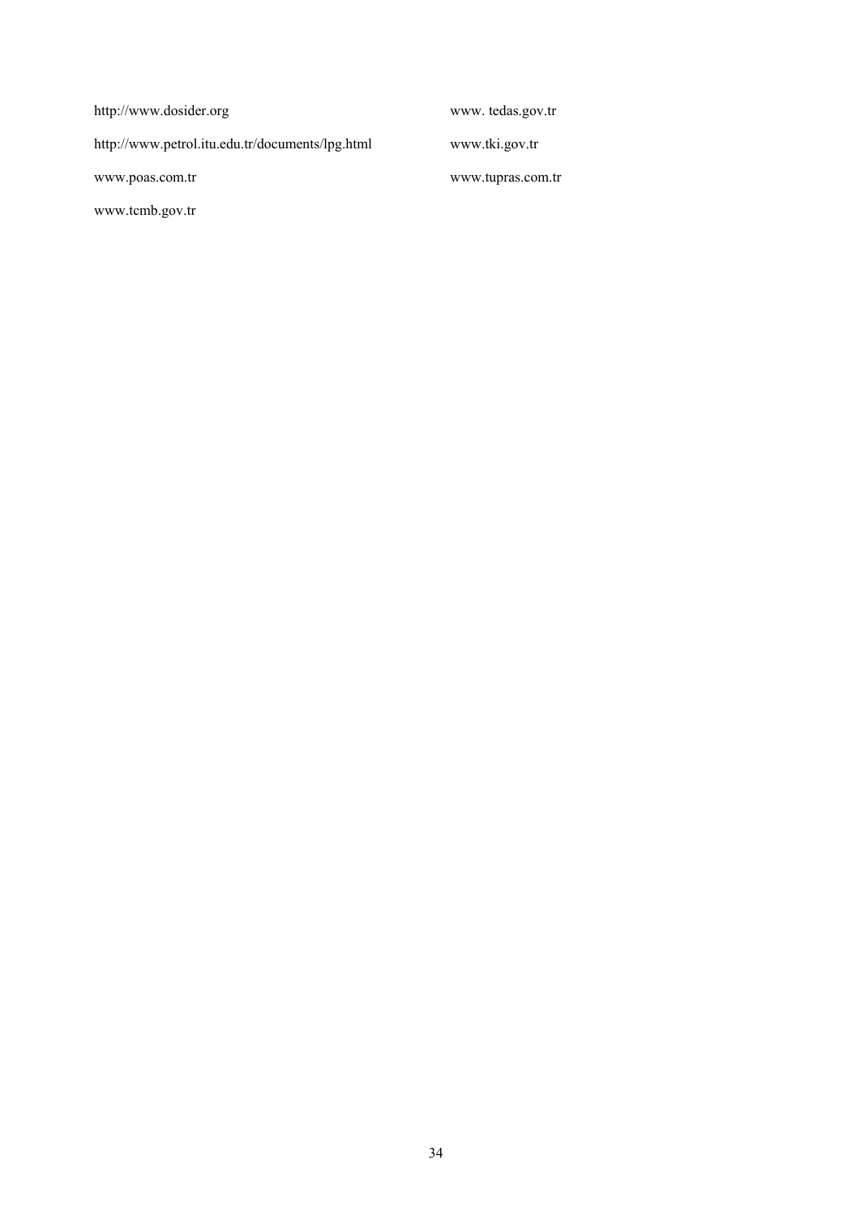http://www.dosider.org

http://www.petrol.itu.edu.tr/documents/lpg.html

www.poas.com.tr

www.tcmb.gov.tr

www. tedas.gov.tr

www.tki.gov.tr

www.tupras.com.tr